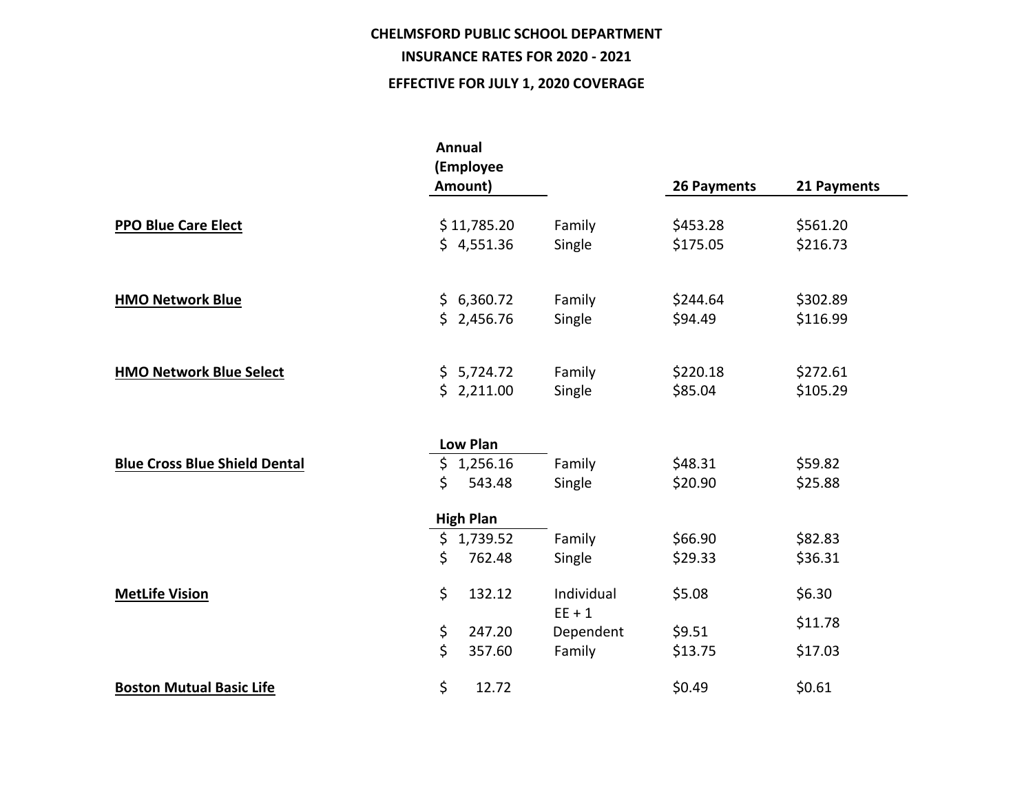**CHELMSFORD PUBLIC SCHOOL DEPARTMENT**

**INSURANCE RATES FOR 2020 - 2021**

**EFFECTIVE FOR JULY 1, 2020 COVERAGE**

| | Annual (Employee Amount) | | 26 Payments | 21 Payments |
|---|---|---|---|---|
| **PPO Blue Care Elect** | $ 11,785.20 | Family | $453.28 | $561.20 |
| | $ 4,551.36 | Single | $175.05 | $216.73 |
| **HMO Network Blue** | $ 6,360.72 | Family | $244.64 | $302.89 |
| | $ 2,456.76 | Single | $94.49 | $116.99 |
| **HMO Network Blue Select** | $ 5,724.72 | Family | $220.18 | $272.61 |
| | $ 2,211.00 | Single | $85.04 | $105.29 |
| | **Low Plan** | | | |
| **Blue Cross Blue Shield Dental** | $ 1,256.16 | Family | $48.31 | $59.82 |
| | $ 543.48 | Single | $20.90 | $25.88 |
| | **High Plan** | | | |
| | $ 1,739.52 | Family | $66.90 | $82.83 |
| | $ 762.48 | Single | $29.33 | $36.31 |
| **MetLife Vision** | $ 132.12 | Individual | $5.08 | $6.30 |
| | $ 247.20 | EE + 1 Dependent | $9.51 | $11.78 |
| | $ 357.60 | Family | $13.75 | $17.03 |
| **Boston Mutual Basic Life** | $ 12.72 | | $0.49 | $0.61 |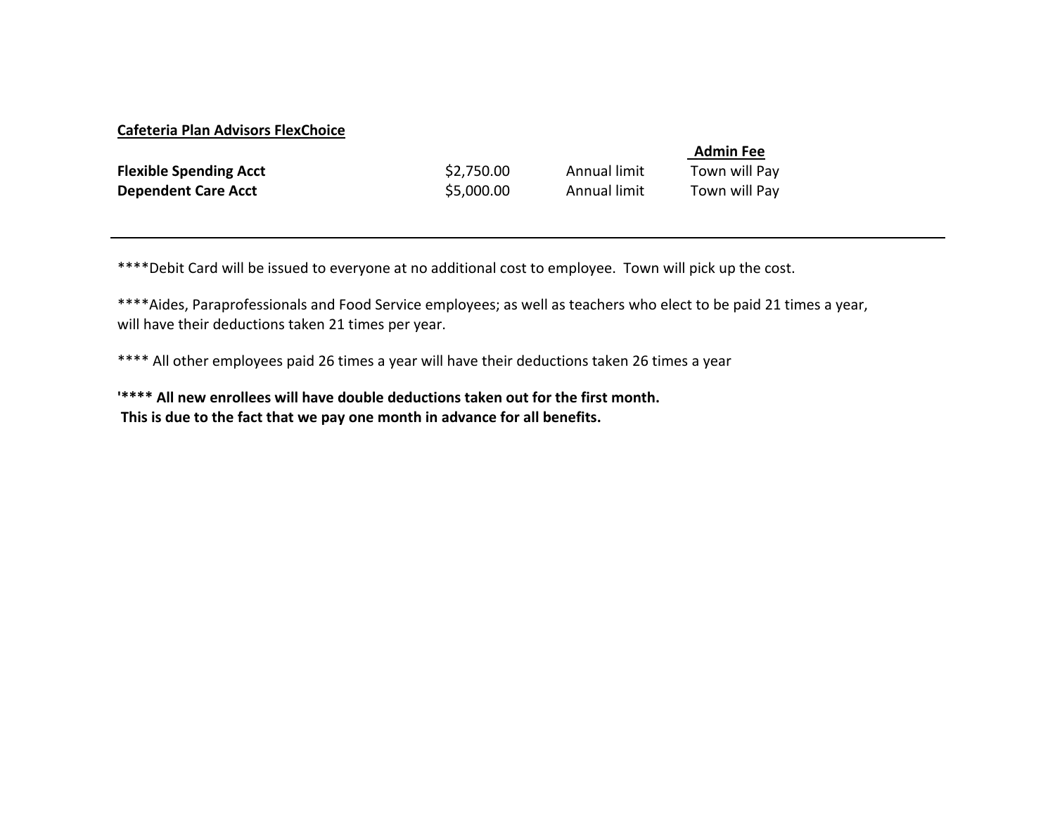**Cafeteria Plan Advisors FlexChoice**

| | | | Admin Fee |
|---|---|---|---|
| **Flexible Spending Acct** | $2,750.00 | Annual limit | Town will Pay |
| **Dependent Care Acct** | $5,000.00 | Annual limit | Town will Pay |

---

****Debit Card will be issued to everyone at no additional cost to employee. Town will pick up the cost.

****Aides, Paraprofessionals and Food Service employees; as well as teachers who elect to be paid 21 times a year, will have their deductions taken 21 times per year.

**** All other employees paid 26 times a year will have their deductions taken 26 times a year

**'**** All new enrollees will have double deductions taken out for the first month.
This is due to the fact that we pay one month in advance for all benefits.**